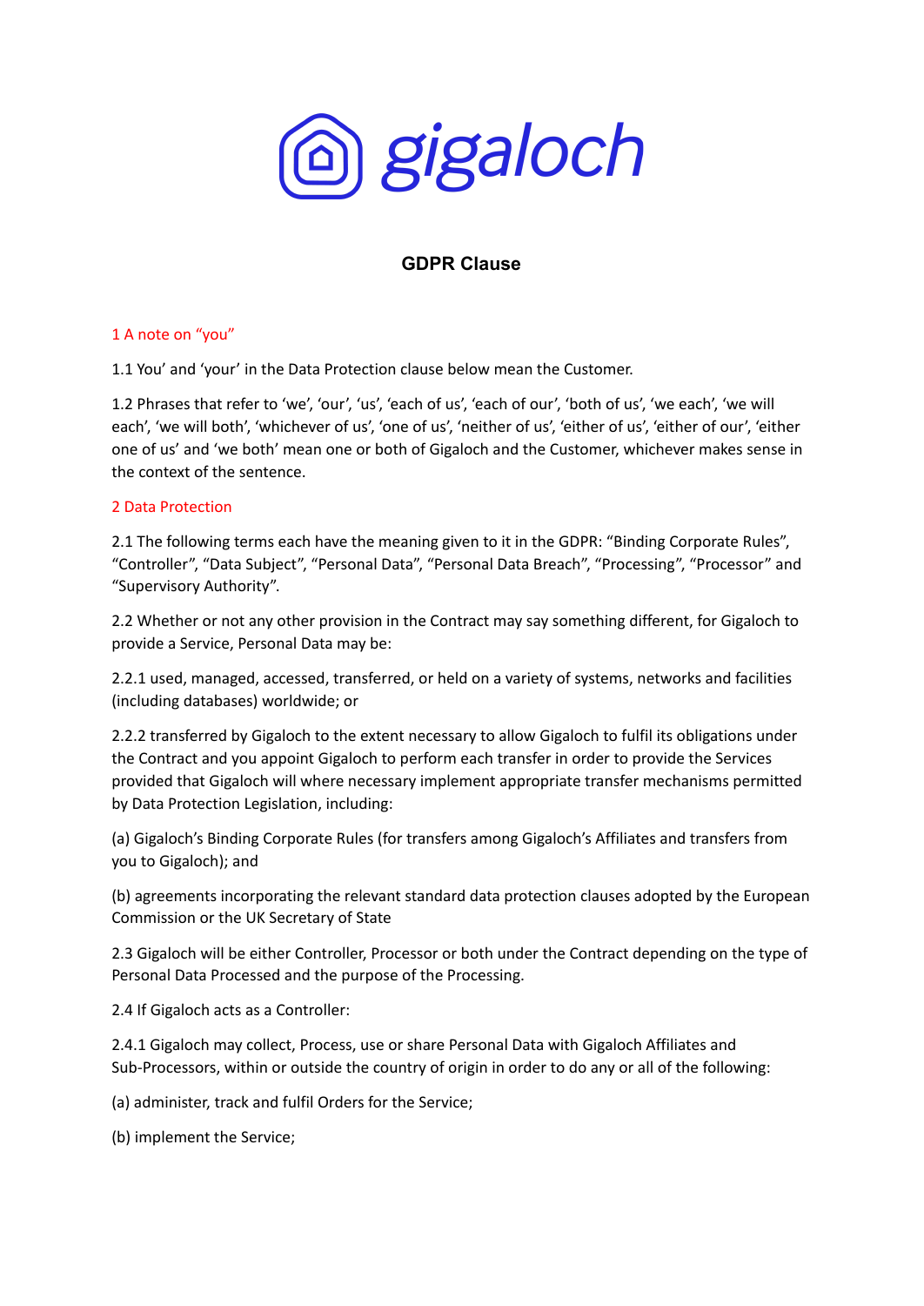gigaloch

# GDPR Clause

## 1 A note on "you"

1.1 You' and 'your' in the Data Protection clause below mean the Customer.

1.2 Phrases that refer to 'we', 'our', 'us', 'each of us', 'each of our', 'both of us', 'we each', 'we will each', 'we will both', 'whichever of us', 'one of us', 'neither of us', 'either of us', 'either of our', 'either one of us' and 'we both' mean one or both of Gigaloch and the Customer, whichever makes sense in the context of the sentence.

## 2 Data Protection

2.1 The following terms each have the meaning given to it in the GDPR: "Binding Corporate Rules", "Controller", "Data Subject", "Personal Data", "Personal Data Breach", "Processing", "Processor" and "Supervisory Authority".

2.2 Whether or not any other provision in the Contract may say something different, for Gigaloch to provide a Service, Personal Data may be:

2.2.1 used, managed, accessed, transferred, or held on a variety of systems, networks and facilities (including databases) worldwide; or

2.2.2 transferred by Gigaloch to the extent necessary to allow Gigaloch to fulfil its obligations under the Contract and you appoint Gigaloch to perform each transfer in order to provide the Services provided that Gigaloch will where necessary implement appropriate transfer mechanisms permitted by Data Protection Legislation, including:

(a) Gigaloch's Binding Corporate Rules (for transfers among Gigaloch's Affiliates and transfers from you to Gigaloch); and

(b) agreements incorporating the relevant standard data protection clauses adopted by the European Commission or the UK Secretary of State

2.3 Gigaloch will be either Controller, Processor or both under the Contract depending on the type of Personal Data Processed and the purpose of the Processing.

2.4 If Gigaloch acts as a Controller:

2.4.1 Gigaloch may collect, Process, use or share Personal Data with Gigaloch Affiliates and Sub-Processors, within or outside the country of origin in order to do any or all of the following:

(a) administer, track and fulfil Orders for the Service;

(b) implement the Service;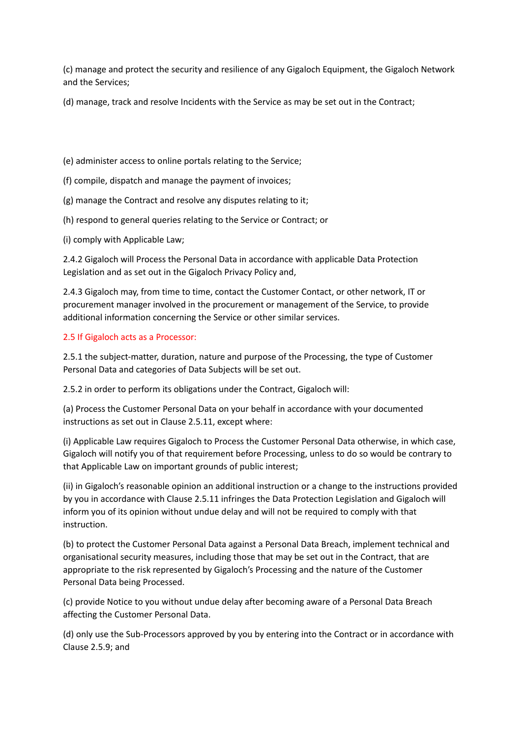(c) manage and protect the security and resilience of any Gigaloch Equipment, the Gigaloch Network and the Services;

(d) manage, track and resolve Incidents with the Service as may be set out in the Contract;

(e) administer access to online portals relating to the Service;

(f) compile, dispatch and manage the payment of invoices;

(g) manage the Contract and resolve any disputes relating to it;

(h) respond to general queries relating to the Service or Contract; or

(i) comply with Applicable Law;

2.4.2 Gigaloch will Process the Personal Data in accordance with applicable Data Protection Legislation and as set out in the Gigaloch Privacy Policy and,

2.4.3 Gigaloch may, from time to time, contact the Customer Contact, or other network, IT or procurement manager involved in the procurement or management of the Service, to provide additional information concerning the Service or other similar services.

## 2.5 If Gigaloch acts as a Processor:

2.5.1 the subject-matter, duration, nature and purpose of the Processing, the type of Customer Personal Data and categories of Data Subjects will be set out.

2.5.2 in order to perform its obligations under the Contract, Gigaloch will:

(a) Process the Customer Personal Data on your behalf in accordance with your documented instructions as set out in Clause 2.5.11, except where:

(i) Applicable Law requires Gigaloch to Process the Customer Personal Data otherwise, in which case, Gigaloch will notify you of that requirement before Processing, unless to do so would be contrary to that Applicable Law on important grounds of public interest;

(ii) in Gigaloch's reasonable opinion an additional instruction or a change to the instructions provided by you in accordance with Clause 2.5.11 infringes the Data Protection Legislation and Gigaloch will inform you of its opinion without undue delay and will not be required to comply with that instruction.

(b) to protect the Customer Personal Data against a Personal Data Breach, implement technical and organisational security measures, including those that may be set out in the Contract, that are appropriate to the risk represented by Gigaloch's Processing and the nature of the Customer Personal Data being Processed.

(c) provide Notice to you without undue delay after becoming aware of a Personal Data Breach affecting the Customer Personal Data.

(d) only use the Sub-Processors approved by you by entering into the Contract or in accordance with Clause 2.5.9; and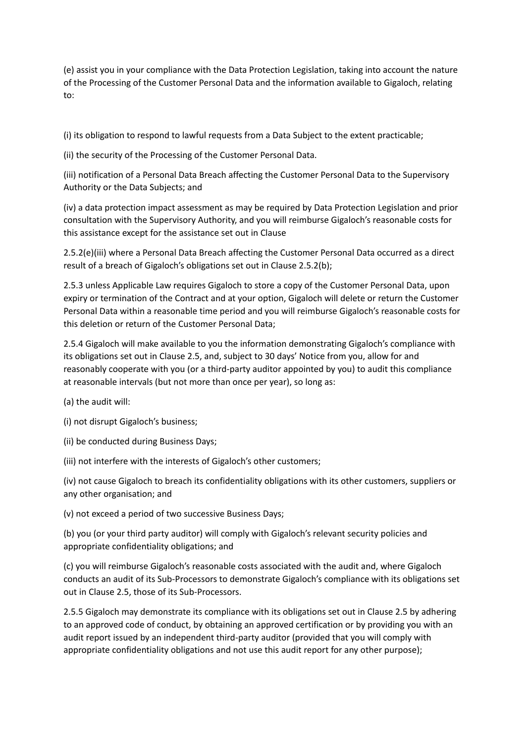(e) assist you in your compliance with the Data Protection Legislation, taking into account the nature of the Processing of the Customer Personal Data and the information available to Gigaloch, relating to:

(i) its obligation to respond to lawful requests from a Data Subject to the extent practicable;

(ii) the security of the Processing of the Customer Personal Data.

(iii) notification of a Personal Data Breach affecting the Customer Personal Data to the Supervisory Authority or the Data Subjects; and

(iv) a data protection impact assessment as may be required by Data Protection Legislation and prior consultation with the Supervisory Authority, and you will reimburse Gigaloch's reasonable costs for this assistance except for the assistance set out in Clause

2.5.2(e)(iii) where a Personal Data Breach affecting the Customer Personal Data occurred as a direct result of a breach of Gigaloch's obligations set out in Clause 2.5.2(b);

2.5.3 unless Applicable Law requires Gigaloch to store a copy of the Customer Personal Data, upon expiry or termination of the Contract and at your option, Gigaloch will delete or return the Customer Personal Data within a reasonable time period and you will reimburse Gigaloch's reasonable costs for this deletion or return of the Customer Personal Data;

2.5.4 Gigaloch will make available to you the information demonstrating Gigaloch's compliance with its obligations set out in Clause 2.5, and, subject to 30 days' Notice from you, allow for and reasonably cooperate with you (or a third-party auditor appointed by you) to audit this compliance at reasonable intervals (but not more than once per year), so long as:

(a) the audit will:

(i) not disrupt Gigaloch's business;

(ii) be conducted during Business Days;

(iii) not interfere with the interests of Gigaloch's other customers;

(iv) not cause Gigaloch to breach its confidentiality obligations with its other customers, suppliers or any other organisation; and

(v) not exceed a period of two successive Business Days;

(b) you (or your third party auditor) will comply with Gigaloch's relevant security policies and appropriate confidentiality obligations; and

(c) you will reimburse Gigaloch's reasonable costs associated with the audit and, where Gigaloch conducts an audit of its Sub-Processors to demonstrate Gigaloch's compliance with its obligations set out in Clause 2.5, those of its Sub-Processors.

2.5.5 Gigaloch may demonstrate its compliance with its obligations set out in Clause 2.5 by adhering to an approved code of conduct, by obtaining an approved certification or by providing you with an audit report issued by an independent third-party auditor (provided that you will comply with appropriate confidentiality obligations and not use this audit report for any other purpose);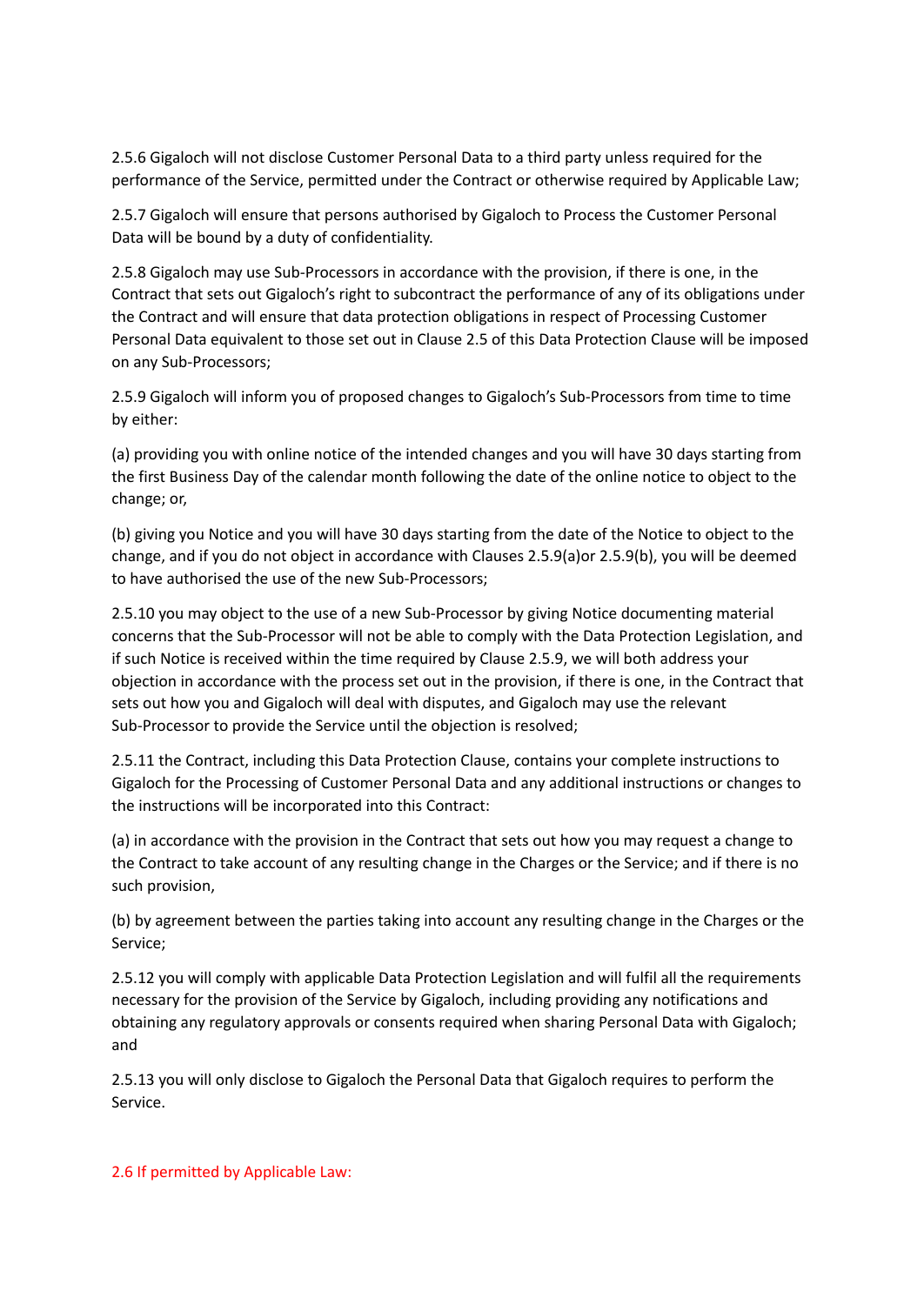2.5.6 Gigaloch will not disclose Customer Personal Data to a third party unless required for the performance of the Service, permitted under the Contract or otherwise required by Applicable Law;

2.5.7 Gigaloch will ensure that persons authorised by Gigaloch to Process the Customer Personal Data will be bound by a duty of confidentiality.

2.5.8 Gigaloch may use Sub-Processors in accordance with the provision, if there is one, in the Contract that sets out Gigaloch's right to subcontract the performance of any of its obligations under the Contract and will ensure that data protection obligations in respect of Processing Customer Personal Data equivalent to those set out in Clause 2.5 of this Data Protection Clause will be imposed on any Sub-Processors;

2.5.9 Gigaloch will inform you of proposed changes to Gigaloch's Sub-Processors from time to time by either:

(a) providing you with online notice of the intended changes and you will have 30 days starting from the first Business Day of the calendar month following the date of the online notice to object to the change; or,

(b) giving you Notice and you will have 30 days starting from the date of the Notice to object to the change, and if you do not object in accordance with Clauses 2.5.9(a)or 2.5.9(b), you will be deemed to have authorised the use of the new Sub-Processors;

2.5.10 you may object to the use of a new Sub-Processor by giving Notice documenting material concerns that the Sub-Processor will not be able to comply with the Data Protection Legislation, and if such Notice is received within the time required by Clause 2.5.9, we will both address your objection in accordance with the process set out in the provision, if there is one, in the Contract that sets out how you and Gigaloch will deal with disputes, and Gigaloch may use the relevant Sub-Processor to provide the Service until the objection is resolved;

2.5.11 the Contract, including this Data Protection Clause, contains your complete instructions to Gigaloch for the Processing of Customer Personal Data and any additional instructions or changes to the instructions will be incorporated into this Contract:

(a) in accordance with the provision in the Contract that sets out how you may request a change to the Contract to take account of any resulting change in the Charges or the Service; and if there is no such provision,

(b) by agreement between the parties taking into account any resulting change in the Charges or the Service;

2.5.12 you will comply with applicable Data Protection Legislation and will fulfil all the requirements necessary for the provision of the Service by Gigaloch, including providing any notifications and obtaining any regulatory approvals or consents required when sharing Personal Data with Gigaloch; and

2.5.13 you will only disclose to Gigaloch the Personal Data that Gigaloch requires to perform the Service.

2.6 If permitted by Applicable Law: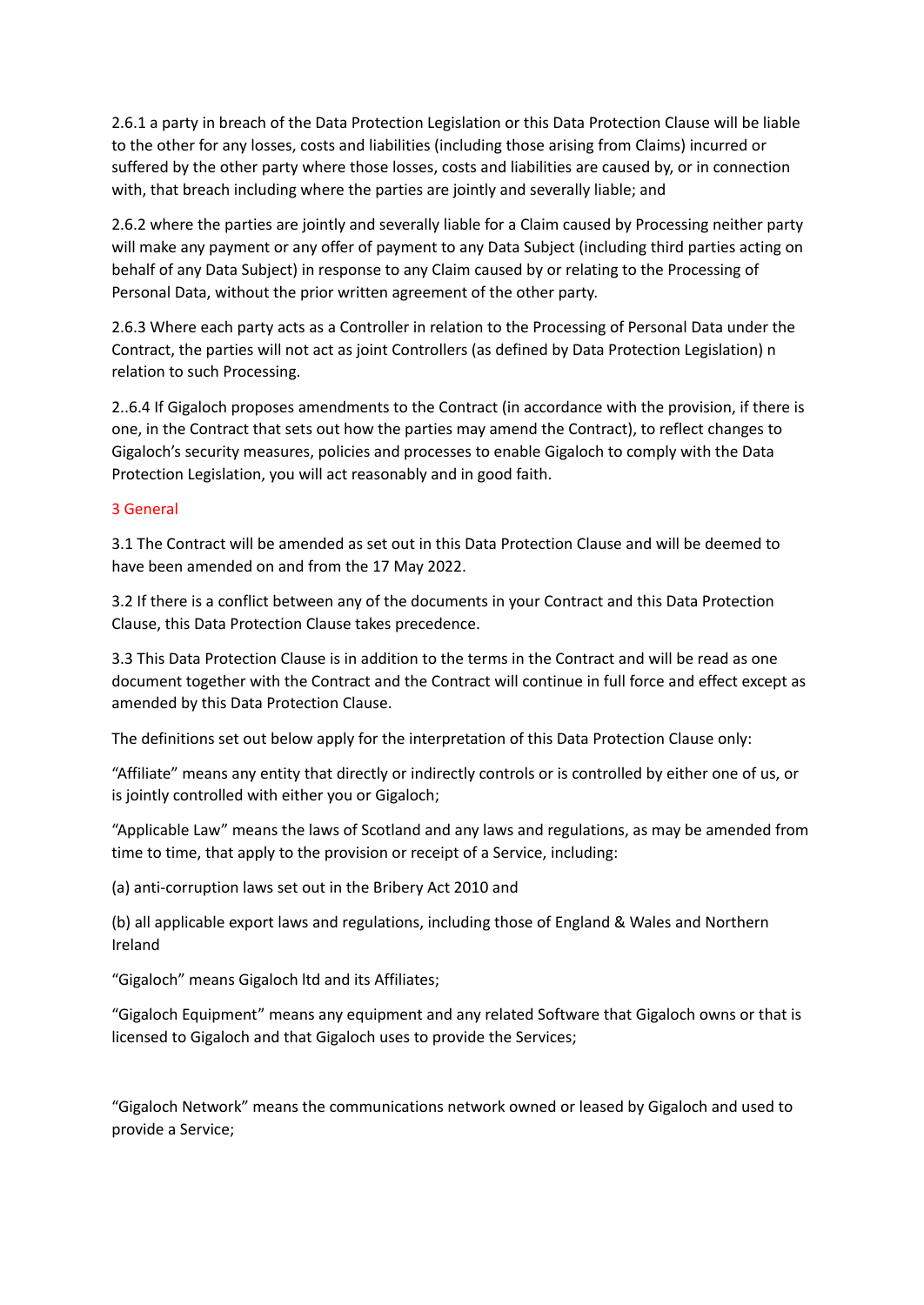2.6.1 a party in breach of the Data Protection Legislation or this Data Protection Clause will be liable to the other for any losses, costs and liabilities (including those arising from Claims) incurred or suffered by the other party where those losses, costs and liabilities are caused by, or in connection with, that breach including where the parties are jointly and severally liable; and

2.6.2 where the parties are jointly and severally liable for a Claim caused by Processing neither party will make any payment or any offer of payment to any Data Subject (including third parties acting on behalf of any Data Subject) in response to any Claim caused by or relating to the Processing of Personal Data, without the prior written agreement of the other party.

2.6.3 Where each party acts as a Controller in relation to the Processing of Personal Data under the Contract, the parties will not act as joint Controllers (as defined by Data Protection Legislation) n relation to such Processing.

2..6.4 If Gigaloch proposes amendments to the Contract (in accordance with the provision, if there is one, in the Contract that sets out how the parties may amend the Contract), to reflect changes to Gigaloch's security measures, policies and processes to enable Gigaloch to comply with the Data Protection Legislation, you will act reasonably and in good faith.

## 3 General

3.1 The Contract will be amended as set out in this Data Protection Clause and will be deemed to have been amended on and from the 17 May 2022.

3.2 If there is a conflict between any of the documents in your Contract and this Data Protection Clause, this Data Protection Clause takes precedence.

3.3 This Data Protection Clause is in addition to the terms in the Contract and will be read as one document together with the Contract and the Contract will continue in full force and effect except as amended by this Data Protection Clause.

The definitions set out below apply for the interpretation of this Data Protection Clause only:

"Affiliate" means any entity that directly or indirectly controls or is controlled by either one of us, or is jointly controlled with either you or Gigaloch;

"Applicable Law" means the laws of Scotland and any laws and regulations, as may be amended from time to time, that apply to the provision or receipt of a Service, including:

(a) anti-corruption laws set out in the Bribery Act 2010 and

(b) all applicable export laws and regulations, including those of England & Wales and Northern Ireland

"Gigaloch" means Gigaloch ltd and its Affiliates;

"Gigaloch Equipment" means any equipment and any related Software that Gigaloch owns or that is licensed to Gigaloch and that Gigaloch uses to provide the Services;

"Gigaloch Network" means the communications network owned or leased by Gigaloch and used to provide a Service;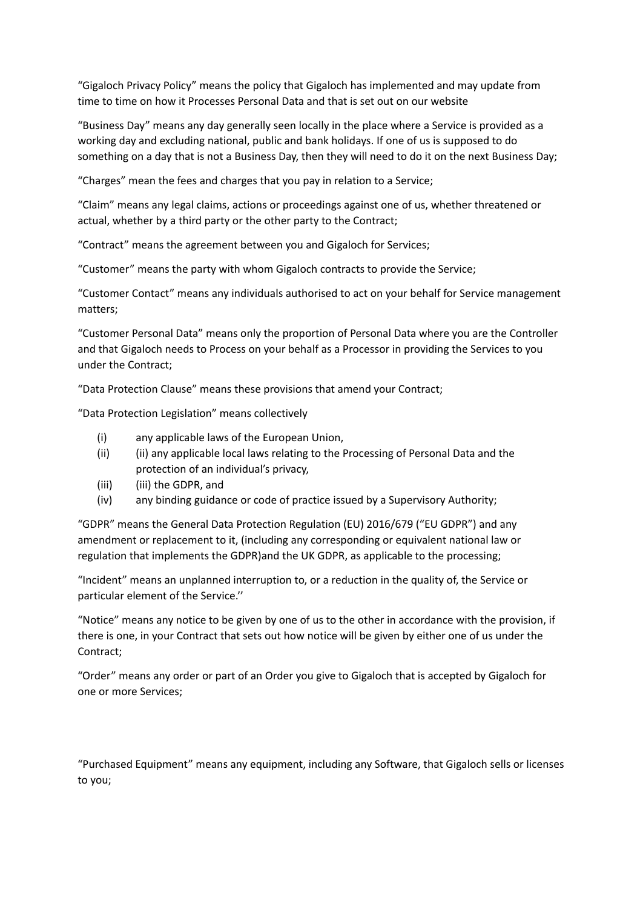"Gigaloch Privacy Policy" means the policy that Gigaloch has implemented and may update from time to time on how it Processes Personal Data and that is set out on our website

"Business Day" means any day generally seen locally in the place where a Service is provided as a working day and excluding national, public and bank holidays. If one of us is supposed to do something on a day that is not a Business Day, then they will need to do it on the next Business Day;

"Charges" mean the fees and charges that you pay in relation to a Service;

"Claim" means any legal claims, actions or proceedings against one of us, whether threatened or actual, whether by a third party or the other party to the Contract;

"Contract" means the agreement between you and Gigaloch for Services;

"Customer" means the party with whom Gigaloch contracts to provide the Service;

"Customer Contact" means any individuals authorised to act on your behalf for Service management matters;

"Customer Personal Data" means only the proportion of Personal Data where you are the Controller and that Gigaloch needs to Process on your behalf as a Processor in providing the Services to you under the Contract;

"Data Protection Clause" means these provisions that amend your Contract;

"Data Protection Legislation" means collectively

(i) any applicable laws of the European Union,
(ii) (ii) any applicable local laws relating to the Processing of Personal Data and the protection of an individual's privacy,
(iii) (iii) the GDPR, and
(iv) any binding guidance or code of practice issued by a Supervisory Authority;

"GDPR" means the General Data Protection Regulation (EU) 2016/679 ("EU GDPR") and any amendment or replacement to it, (including any corresponding or equivalent national law or regulation that implements the GDPR)and the UK GDPR, as applicable to the processing;

"Incident" means an unplanned interruption to, or a reduction in the quality of, the Service or particular element of the Service.''

"Notice" means any notice to be given by one of us to the other in accordance with the provision, if there is one, in your Contract that sets out how notice will be given by either one of us under the Contract;

"Order" means any order or part of an Order you give to Gigaloch that is accepted by Gigaloch for one or more Services;

"Purchased Equipment" means any equipment, including any Software, that Gigaloch sells or licenses to you;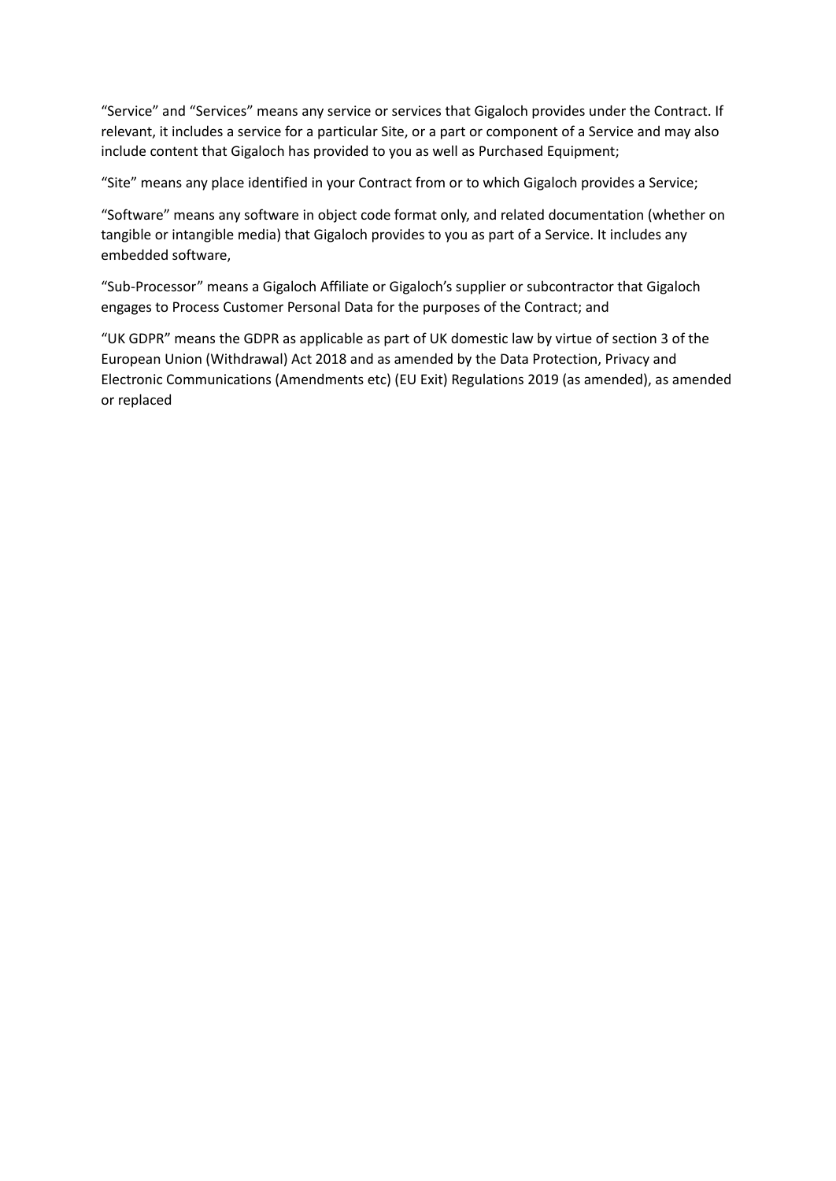“Service” and “Services” means any service or services that Gigaloch provides under the Contract. If relevant, it includes a service for a particular Site, or a part or component of a Service and may also include content that Gigaloch has provided to you as well as Purchased Equipment;

“Site” means any place identified in your Contract from or to which Gigaloch provides a Service;

“Software” means any software in object code format only, and related documentation (whether on tangible or intangible media) that Gigaloch provides to you as part of a Service. It includes any embedded software,

“Sub-Processor” means a Gigaloch Affiliate or Gigaloch’s supplier or subcontractor that Gigaloch engages to Process Customer Personal Data for the purposes of the Contract; and

“UK GDPR” means the GDPR as applicable as part of UK domestic law by virtue of section 3 of the European Union (Withdrawal) Act 2018 and as amended by the Data Protection, Privacy and Electronic Communications (Amendments etc) (EU Exit) Regulations 2019 (as amended), as amended or replaced